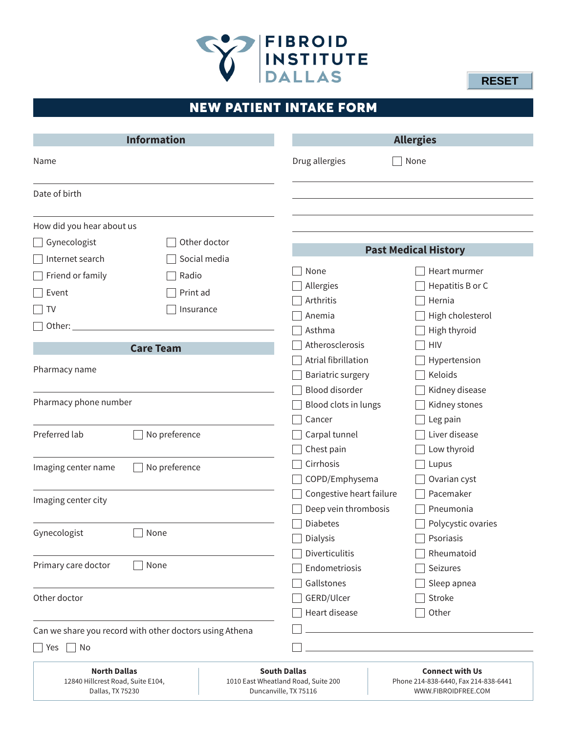FIBROID INSTITUTE DALLAS

RESET

# NEW PATIENT INTAKE FORM

## Information

Name

Date of birth

How did you hear about us

- ☐ Gynecologist
- ☐ Other doctor
- ☐ Internet search
- ☐ Social media
- ☐ Friend or family
- ☐ Radio
- ☐ Event
- ☐ Print ad
- ☐ TV
- ☐ Insurance
- ☐ Other: ____________

## Care Team

Pharmacy name

Pharmacy phone number

Preferred lab ☐ No preference

Imaging center name ☐ No preference

Imaging center city

Gynecologist ☐ None

Primary care doctor ☐ None

Other doctor

Can we share you record with other doctors using Athena

☐ Yes ☐ No

## Allergies

Drug allergies ☐ None

## Past Medical History

- ☐ None
- ☐ Allergies
- ☐ Arthritis
- ☐ Anemia
- ☐ Asthma
- ☐ Atherosclerosis
- ☐ Atrial fibrillation
- ☐ Bariatric surgery
- ☐ Blood disorder
- ☐ Blood clots in lungs
- ☐ Cancer
- ☐ Carpal tunnel
- ☐ Chest pain
- ☐ Cirrhosis
- ☐ COPD/Emphysema
- ☐ Congestive heart failure
- ☐ Deep vein thrombosis
- ☐ Diabetes
- ☐ Dialysis
- ☐ Diverticulitis
- ☐ Endometriosis
- ☐ Gallstones
- ☐ GERD/Ulcer
- ☐ Heart disease
- ☐ Heart murmer
- ☐ Hepatitis B or C
- ☐ Hernia
- ☐ High cholesterol
- ☐ High thyroid
- ☐ HIV
- ☐ Hypertension
- ☐ Keloids
- ☐ Kidney disease
- ☐ Kidney stones
- ☐ Leg pain
- ☐ Liver disease
- ☐ Low thyroid
- ☐ Lupus
- ☐ Ovarian cyst
- ☐ Pacemaker
- ☐ Pneumonia
- ☐ Polycystic ovaries
- ☐ Psoriasis
- ☐ Rheumatoid
- ☐ Seizures
- ☐ Sleep apnea
- ☐ Stroke
- ☐ Other
- ☐ ____________
- ☐ ____________

**North Dallas**
12840 Hillcrest Road, Suite E104,
Dallas, TX 75230

**South Dallas**
1010 East Wheatland Road, Suite 200
Duncanville, TX 75116

**Connect with Us**
Phone 214-838-6440, Fax 214-838-6441
WWW.FIBROIDFREE.COM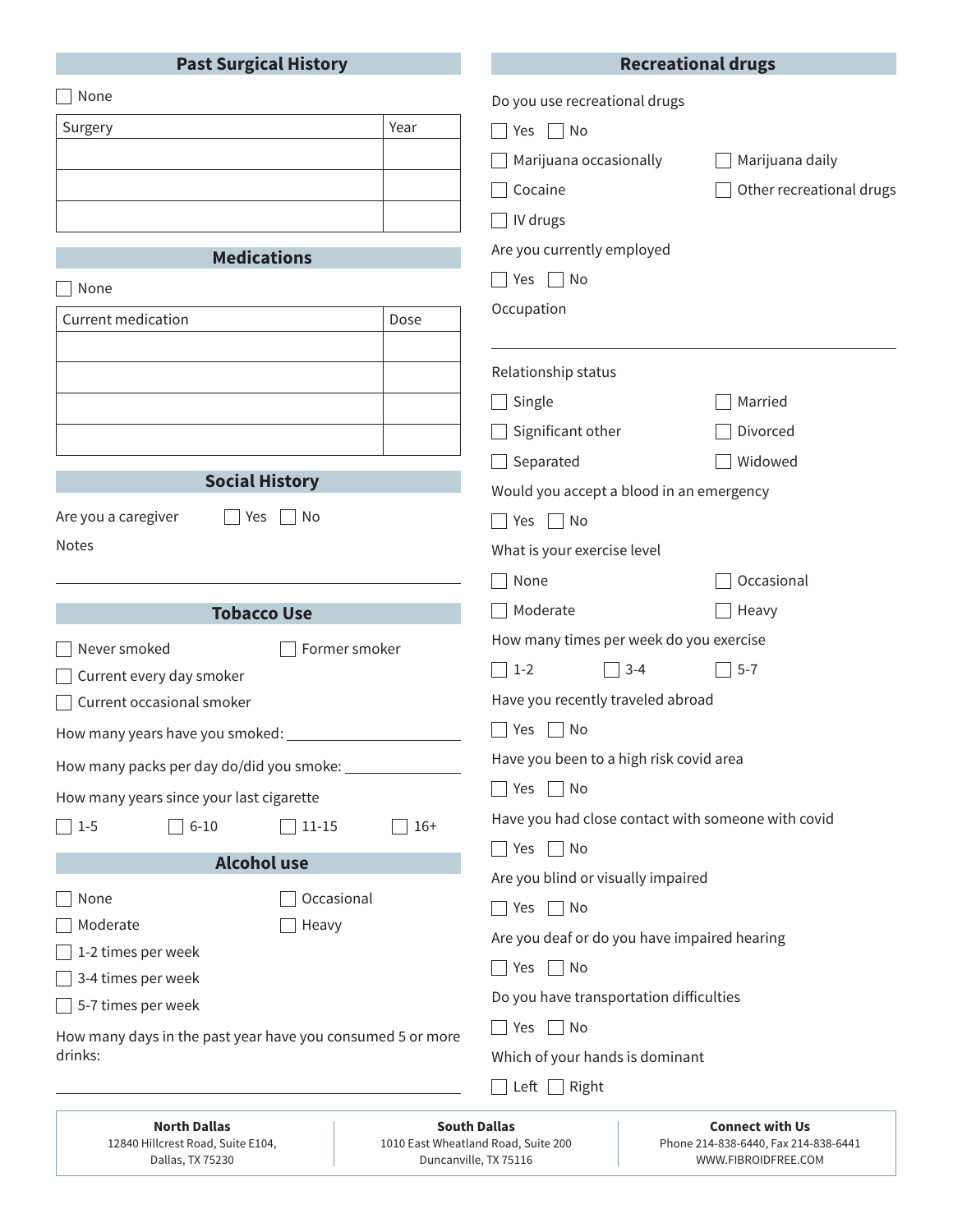## Past Surgical History

- [ ] None

| Surgery | Year |
|---|---|
| | |
| | |
| | |

## Medications

- [ ] None

| Current medication | Dose |
|---|---|
| | |
| | |
| | |
| | |

## Social History

Are you a caregiver ☐ Yes ☐ No

Notes

______________________________

## Tobacco Use

- [ ] Never smoked
- [ ] Former smoker
- [ ] Current every day smoker
- [ ] Current occasional smoker

How many years have you smoked: ______________

How many packs per day do/did you smoke: ______________

How many years since your last cigarette

☐ 1-5 ☐ 6-10 ☐ 11-15 ☐ 16+

## Alcohol use

- [ ] None
- [ ] Occasional
- [ ] Moderate
- [ ] Heavy
- [ ] 1-2 times per week
- [ ] 3-4 times per week
- [ ] 5-7 times per week

How many days in the past year have you consumed 5 or more drinks:

______________________________

## Recreational drugs

Do you use recreational drugs

☐ Yes ☐ No

- [ ] Marijuana occasionally
- [ ] Marijuana daily
- [ ] Cocaine
- [ ] Other recreational drugs
- [ ] IV drugs

Are you currently employed

☐ Yes ☐ No

Occupation

______________________________

Relationship status

- [ ] Single
- [ ] Married
- [ ] Significant other
- [ ] Divorced
- [ ] Separated
- [ ] Widowed

Would you accept a blood in an emergency

☐ Yes ☐ No

What is your exercise level

- [ ] None
- [ ] Occasional
- [ ] Moderate
- [ ] Heavy

How many times per week do you exercise

☐ 1-2 ☐ 3-4 ☐ 5-7

Have you recently traveled abroad

☐ Yes ☐ No

Have you been to a high risk covid area

☐ Yes ☐ No

Have you had close contact with someone with covid

☐ Yes ☐ No

Are you blind or visually impaired

☐ Yes ☐ No

Are you deaf or do you have impaired hearing

☐ Yes ☐ No

Do you have transportation difficulties

☐ Yes ☐ No

Which of your hands is dominant

☐ Left ☐ Right

**North Dallas**
12840 Hillcrest Road, Suite E104,
Dallas, TX 75230

**South Dallas**
1010 East Wheatland Road, Suite 200
Duncanville, TX 75116

**Connect with Us**
Phone 214-838-6440, Fax 214-838-6441
WWW.FIBROIDFREE.COM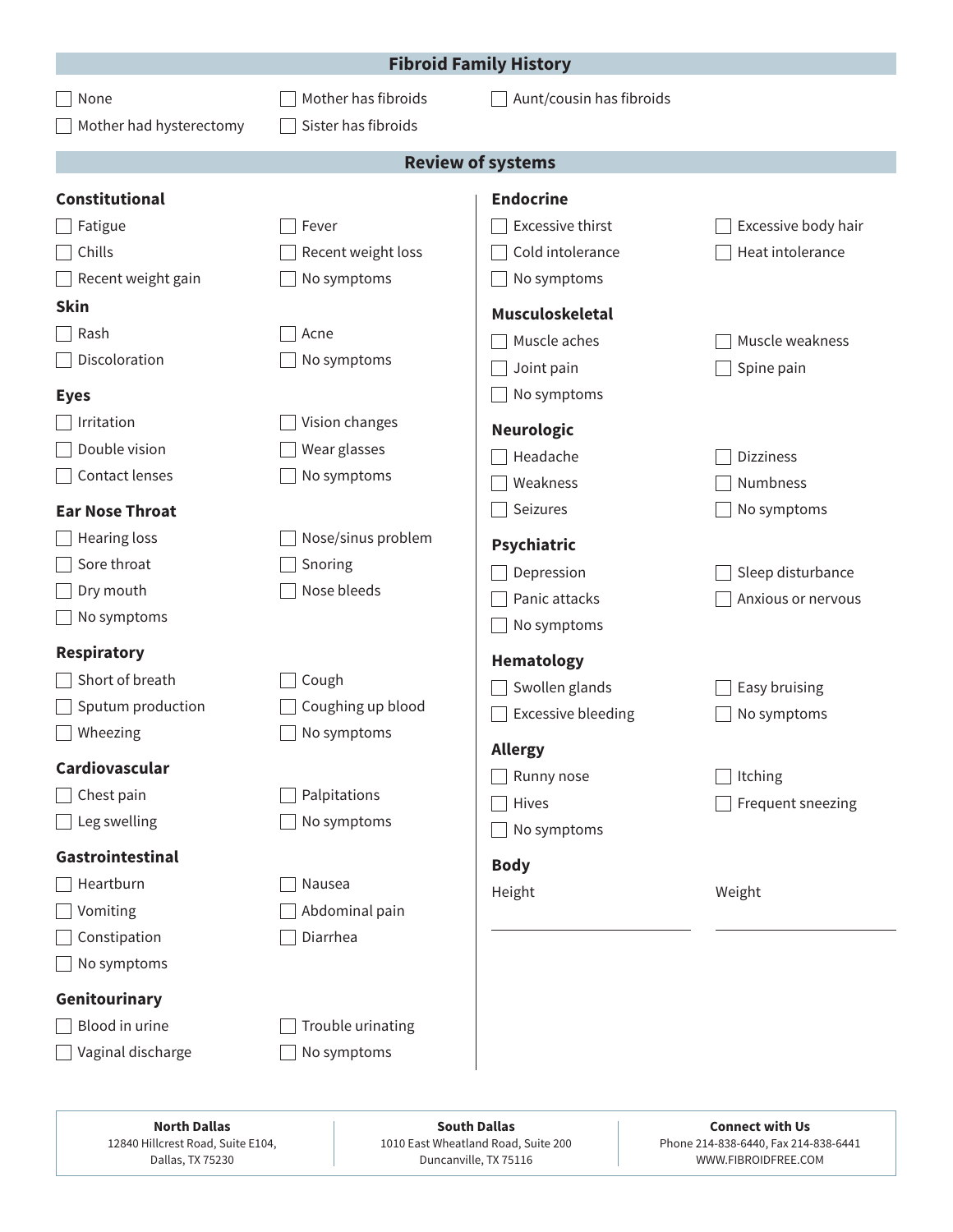## Fibroid Family History

- [ ] None
- [ ] Mother has fibroids
- [ ] Aunt/cousin has fibroids
- [ ] Mother had hysterectomy
- [ ] Sister has fibroids

## Review of systems

### Constitutional

- [ ] Fatigue
- [ ] Fever
- [ ] Chills
- [ ] Recent weight loss
- [ ] Recent weight gain
- [ ] No symptoms

### Skin

- [ ] Rash
- [ ] Acne
- [ ] Discoloration
- [ ] No symptoms

### Eyes

- [ ] Irritation
- [ ] Vision changes
- [ ] Double vision
- [ ] Wear glasses
- [ ] Contact lenses
- [ ] No symptoms

### Ear Nose Throat

- [ ] Hearing loss
- [ ] Nose/sinus problem
- [ ] Sore throat
- [ ] Snoring
- [ ] Dry mouth
- [ ] Nose bleeds
- [ ] No symptoms

### Respiratory

- [ ] Short of breath
- [ ] Cough
- [ ] Sputum production
- [ ] Coughing up blood
- [ ] Wheezing
- [ ] No symptoms

### Cardiovascular

- [ ] Chest pain
- [ ] Palpitations
- [ ] Leg swelling
- [ ] No symptoms

### Gastrointestinal

- [ ] Heartburn
- [ ] Nausea
- [ ] Vomiting
- [ ] Abdominal pain
- [ ] Constipation
- [ ] Diarrhea
- [ ] No symptoms

### Genitourinary

- [ ] Blood in urine
- [ ] Trouble urinating
- [ ] Vaginal discharge
- [ ] No symptoms

### Endocrine

- [ ] Excessive thirst
- [ ] Excessive body hair
- [ ] Cold intolerance
- [ ] Heat intolerance
- [ ] No symptoms

### Musculoskeletal

- [ ] Muscle aches
- [ ] Muscle weakness
- [ ] Joint pain
- [ ] Spine pain
- [ ] No symptoms

### Neurologic

- [ ] Headache
- [ ] Dizziness
- [ ] Weakness
- [ ] Numbness
- [ ] Seizures
- [ ] No symptoms

### Psychiatric

- [ ] Depression
- [ ] Sleep disturbance
- [ ] Panic attacks
- [ ] Anxious or nervous
- [ ] No symptoms

### Hematology

- [ ] Swollen glands
- [ ] Easy bruising
- [ ] Excessive bleeding
- [ ] No symptoms

### Allergy

- [ ] Runny nose
- [ ] Itching
- [ ] Hives
- [ ] Frequent sneezing
- [ ] No symptoms

### Body

Height ____________________ Weight ____________________

| North Dallas | South Dallas | Connect with Us |
|---|---|---|
| 12840 Hillcrest Road, Suite E104, Dallas, TX 75230 | 1010 East Wheatland Road, Suite 200 Duncanville, TX 75116 | Phone 214-838-6440, Fax 214-838-6441 WWW.FIBROIDFREE.COM |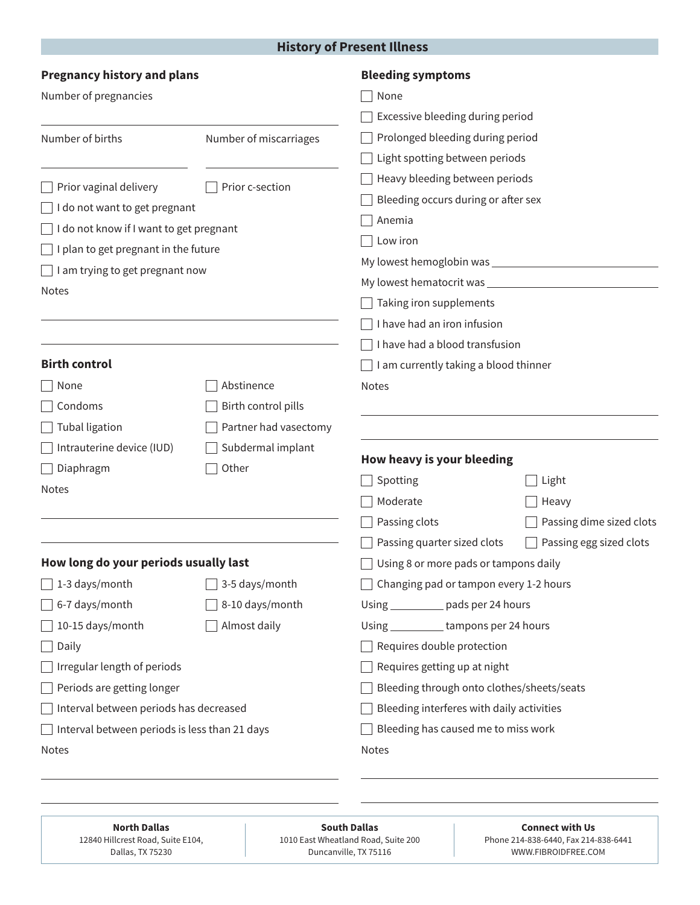## History of Present Illness

### Pregnancy history and plans

Number of pregnancies ______________________

Number of births ______________________

Number of miscarriages ______________________

- ☐ Prior vaginal delivery
- ☐ Prior c-section
- ☐ I do not want to get pregnant
- ☐ I do not know if I want to get pregnant
- ☐ I plan to get pregnant in the future
- ☐ I am trying to get pregnant now

Notes

______________________

______________________

### Birth control

- ☐ None
- ☐ Abstinence
- ☐ Condoms
- ☐ Birth control pills
- ☐ Tubal ligation
- ☐ Partner had vasectomy
- ☐ Intrauterine device (IUD)
- ☐ Subdermal implant
- ☐ Diaphragm
- ☐ Other

Notes

______________________

______________________

### How long do your periods usually last

- ☐ 1-3 days/month
- ☐ 3-5 days/month
- ☐ 6-7 days/month
- ☐ 8-10 days/month
- ☐ 10-15 days/month
- ☐ Almost daily
- ☐ Daily
- ☐ Irregular length of periods
- ☐ Periods are getting longer
- ☐ Interval between periods has decreased
- ☐ Interval between periods is less than 21 days

Notes

______________________

______________________

### Bleeding symptoms

- ☐ None
- ☐ Excessive bleeding during period
- ☐ Prolonged bleeding during period
- ☐ Light spotting between periods
- ☐ Heavy bleeding between periods
- ☐ Bleeding occurs during or after sex
- ☐ Anemia
- ☐ Low iron

My lowest hemoglobin was ______________________

My lowest hematocrit was ______________________

- ☐ Taking iron supplements
- ☐ I have had an iron infusion
- ☐ I have had a blood transfusion
- ☐ I am currently taking a blood thinner

Notes

______________________

______________________

### How heavy is your bleeding

- ☐ Spotting
- ☐ Light
- ☐ Moderate
- ☐ Heavy
- ☐ Passing clots
- ☐ Passing dime sized clots
- ☐ Passing quarter sized clots
- ☐ Passing egg sized clots
- ☐ Using 8 or more pads or tampons daily
- ☐ Changing pad or tampon every 1-2 hours

Using __________ pads per 24 hours

Using __________ tampons per 24 hours

- ☐ Requires double protection
- ☐ Requires getting up at night
- ☐ Bleeding through onto clothes/sheets/seats
- ☐ Bleeding interferes with daily activities
- ☐ Bleeding has caused me to miss work

Notes

______________________

______________________

**North Dallas**
12840 Hillcrest Road, Suite E104,
Dallas, TX 75230

**South Dallas**
1010 East Wheatland Road, Suite 200
Duncanville, TX 75116

**Connect with Us**
Phone 214-838-6440, Fax 214-838-6441
WWW.FIBROIDFREE.COM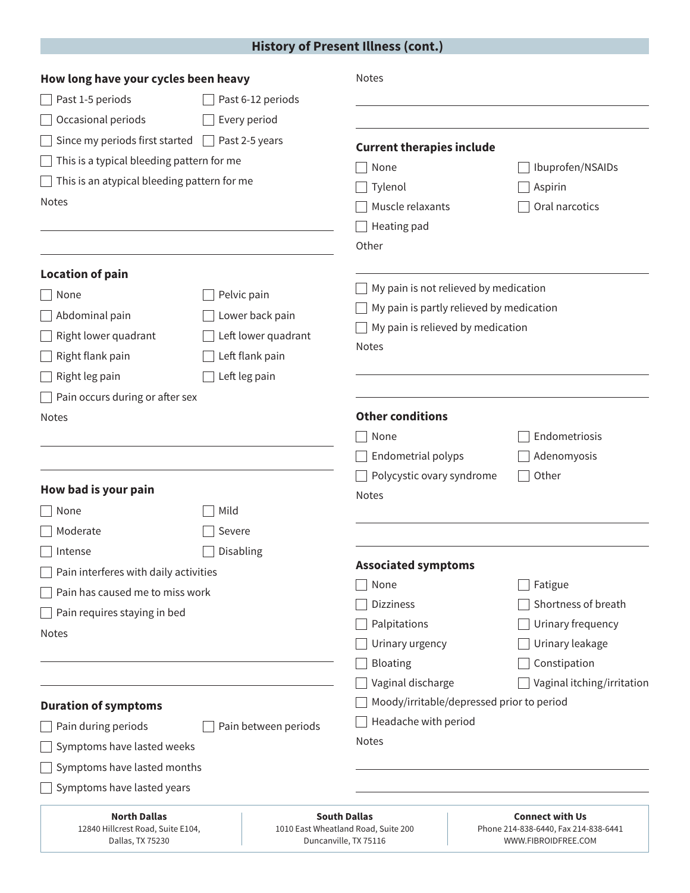## History of Present Illness (cont.)

### How long have your cycles been heavy

- [ ] Past 1-5 periods
- [ ] Past 6-12 periods
- [ ] Occasional periods
- [ ] Every period
- [ ] Since my periods first started
- [ ] Past 2-5 years
- [ ] This is a typical bleeding pattern for me
- [ ] This is an atypical bleeding pattern for me

Notes

______________________________

______________________________

### Location of pain

- [ ] None
- [ ] Pelvic pain
- [ ] Abdominal pain
- [ ] Lower back pain
- [ ] Right lower quadrant
- [ ] Left lower quadrant
- [ ] Right flank pain
- [ ] Left flank pain
- [ ] Right leg pain
- [ ] Left leg pain
- [ ] Pain occurs during or after sex

Notes

______________________________

______________________________

### How bad is your pain

- [ ] None
- [ ] Mild
- [ ] Moderate
- [ ] Severe
- [ ] Intense
- [ ] Disabling
- [ ] Pain interferes with daily activities
- [ ] Pain has caused me to miss work
- [ ] Pain requires staying in bed

Notes

______________________________

______________________________

### Duration of symptoms

- [ ] Pain during periods
- [ ] Pain between periods
- [ ] Symptoms have lasted weeks
- [ ] Symptoms have lasted months
- [ ] Symptoms have lasted years

Notes

______________________________

______________________________

### Current therapies include

- [ ] None
- [ ] Ibuprofen/NSAIDs
- [ ] Tylenol
- [ ] Aspirin
- [ ] Muscle relaxants
- [ ] Oral narcotics
- [ ] Heating pad

Other

______________________________

- [ ] My pain is not relieved by medication
- [ ] My pain is partly relieved by medication
- [ ] My pain is relieved by medication

Notes

______________________________

______________________________

### Other conditions

- [ ] None
- [ ] Endometriosis
- [ ] Endometrial polyps
- [ ] Adenomyosis
- [ ] Polycystic ovary syndrome
- [ ] Other

Notes

______________________________

______________________________

### Associated symptoms

- [ ] None
- [ ] Fatigue
- [ ] Dizziness
- [ ] Shortness of breath
- [ ] Palpitations
- [ ] Urinary frequency
- [ ] Urinary urgency
- [ ] Urinary leakage
- [ ] Bloating
- [ ] Constipation
- [ ] Vaginal discharge
- [ ] Vaginal itching/irritation
- [ ] Moody/irritable/depressed prior to period
- [ ] Headache with period

Notes

______________________________

______________________________

**North Dallas**
12840 Hillcrest Road, Suite E104,
Dallas, TX 75230

**South Dallas**
1010 East Wheatland Road, Suite 200
Duncanville, TX 75116

**Connect with Us**
Phone 214-838-6440, Fax 214-838-6441
WWW.FIBROIDFREE.COM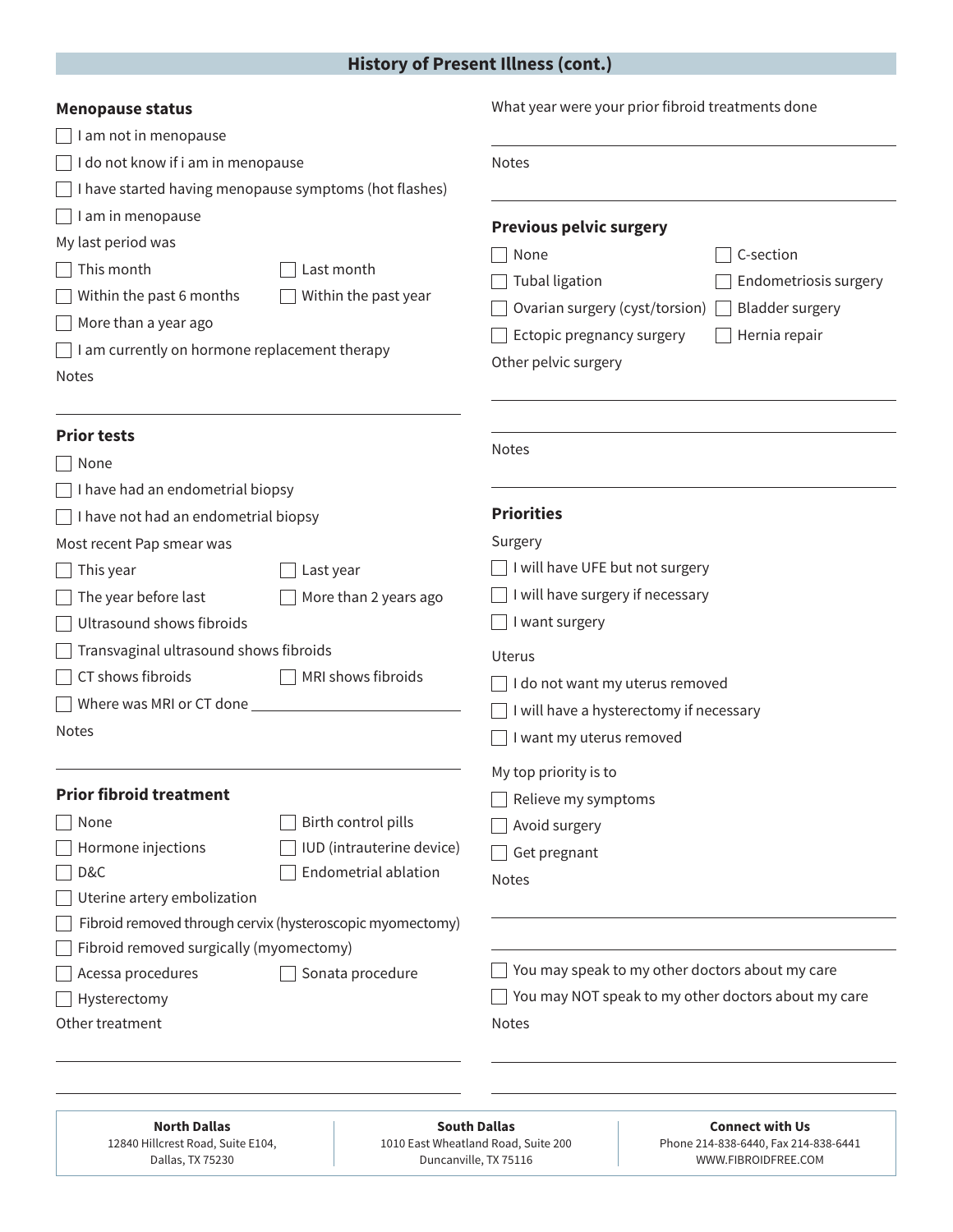## History of Present Illness (cont.)

### Menopause status

- [ ] I am not in menopause
- [ ] I do not know if i am in menopause
- [ ] I have started having menopause symptoms (hot flashes)
- [ ] I am in menopause

My last period was

- [ ] This month
- [ ] Last month
- [ ] Within the past 6 months
- [ ] Within the past year
- [ ] More than a year ago
- [ ] I am currently on hormone replacement therapy

Notes

### Prior tests

- [ ] None
- [ ] I have had an endometrial biopsy
- [ ] I have not had an endometrial biopsy

Most recent Pap smear was

- [ ] This year
- [ ] Last year
- [ ] The year before last
- [ ] More than 2 years ago
- [ ] Ultrasound shows fibroids
- [ ] Transvaginal ultrasound shows fibroids
- [ ] CT shows fibroids
- [ ] MRI shows fibroids
- [ ] Where was MRI or CT done ______________________

Notes

### Prior fibroid treatment

- [ ] None
- [ ] Birth control pills
- [ ] Hormone injections
- [ ] IUD (intrauterine device)
- [ ] D&C
- [ ] Endometrial ablation
- [ ] Uterine artery embolization
- [ ] Fibroid removed through cervix (hysteroscopic myomectomy)
- [ ] Fibroid removed surgically (myomectomy)
- [ ] Acessa procedures
- [ ] Sonata procedure
- [ ] Hysterectomy

Other treatment

What year were your prior fibroid treatments done

Notes

### Previous pelvic surgery

- [ ] None
- [ ] C-section
- [ ] Tubal ligation
- [ ] Endometriosis surgery
- [ ] Ovarian surgery (cyst/torsion)
- [ ] Bladder surgery
- [ ] Ectopic pregnancy surgery
- [ ] Hernia repair

Other pelvic surgery

Notes

### Priorities

Surgery

- [ ] I will have UFE but not surgery
- [ ] I will have surgery if necessary
- [ ] I want surgery

Uterus

- [ ] I do not want my uterus removed
- [ ] I will have a hysterectomy if necessary
- [ ] I want my uterus removed

My top priority is to

- [ ] Relieve my symptoms
- [ ] Avoid surgery
- [ ] Get pregnant

Notes

- [ ] You may speak to my other doctors about my care
- [ ] You may NOT speak to my other doctors about my care

Notes

**North Dallas**
12840 Hillcrest Road, Suite E104,
Dallas, TX 75230

**South Dallas**
1010 East Wheatland Road, Suite 200
Duncanville, TX 75116

**Connect with Us**
Phone 214-838-6440, Fax 214-838-6441
WWW.FIBROIDFREE.COM